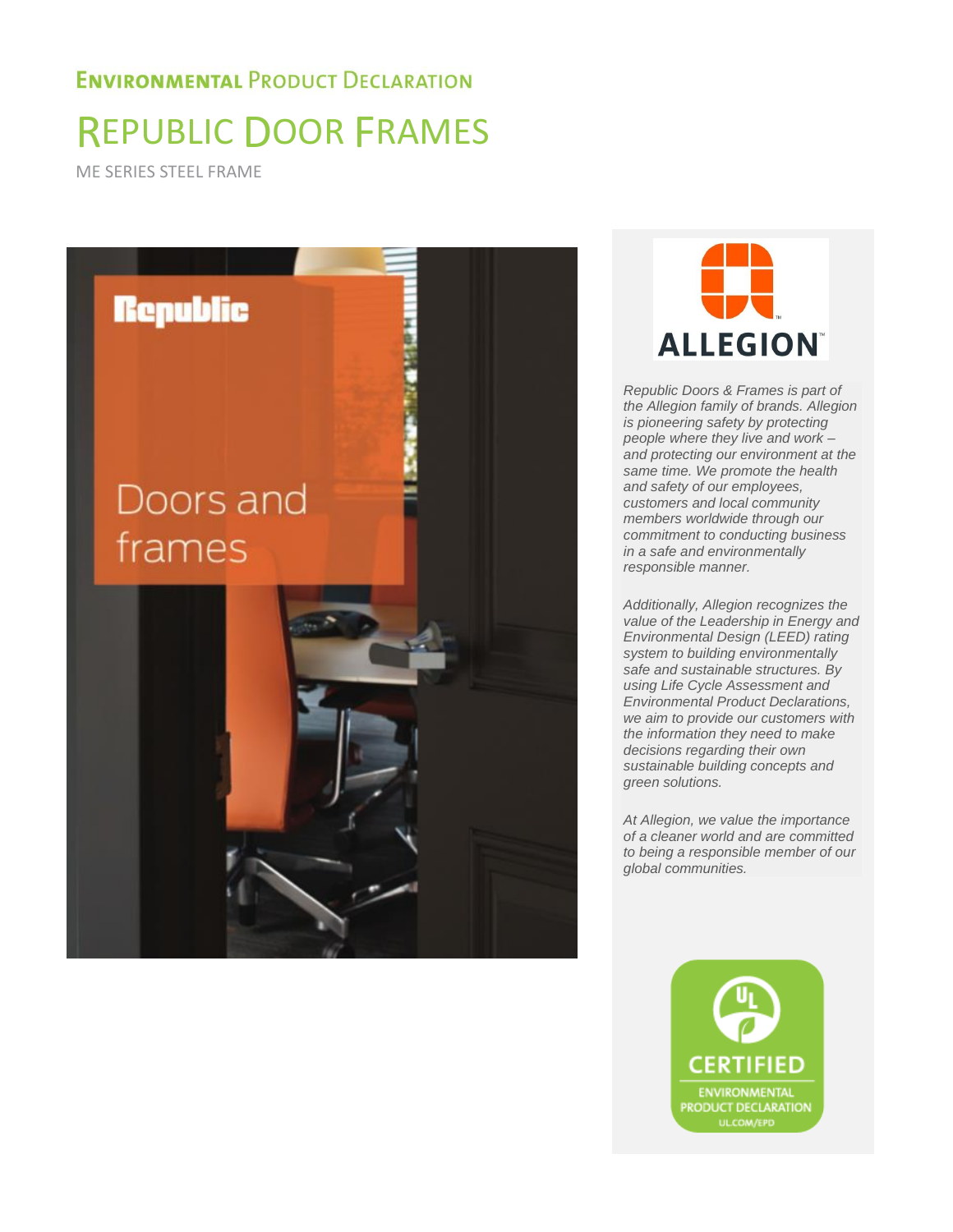# ENVIRONMENTAL PRODUCT DECLARATION

# REPUBLIC DOOR FRAMES

ME SERIES STEEL FRAME

Republic

Doors and frames

ALLEGION

*Republic Doors & Frames is part of the Allegion family of brands. Allegion is pioneering safety by protecting people where they live and work – and protecting our environment at the same time. We promote the health and safety of our employees, customers and local community members worldwide through our commitment to conducting business in a safe and environmentally responsible manner.*

*Additionally, Allegion recognizes the value of the Leadership in Energy and Environmental Design (LEED) rating system to building environmentally safe and sustainable structures. By using Life Cycle Assessment and Environmental Product Declarations, we aim to provide our customers with the information they need to make decisions regarding their own sustainable building concepts and green solutions.*

*At Allegion, we value the importance of a cleaner world and are committed to being a responsible member of our global communities.*

CERTIFIED ENVIRONMENTAL PRODUCT DECLARATION UL.COM/EPD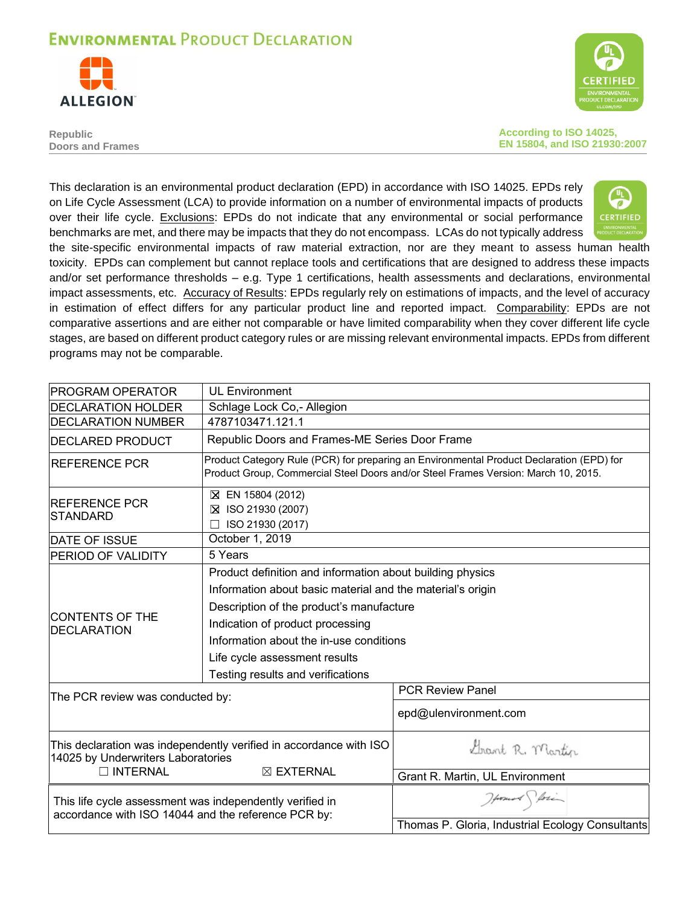# Environmental Product Declaration

**ALLEGION**

**Republic**
**Doors and Frames**

**According to ISO 14025, EN 15804, and ISO 21930:2007**

This declaration is an environmental product declaration (EPD) in accordance with ISO 14025. EPDs rely on Life Cycle Assessment (LCA) to provide information on a number of environmental impacts of products over their life cycle. Exclusions: EPDs do not indicate that any environmental or social performance benchmarks are met, and there may be impacts that they do not encompass. LCAs do not typically address the site-specific environmental impacts of raw material extraction, nor are they meant to assess human health toxicity. EPDs can complement but cannot replace tools and certifications that are designed to address these impacts and/or set performance thresholds – e.g. Type 1 certifications, health assessments and declarations, environmental impact assessments, etc. Accuracy of Results: EPDs regularly rely on estimations of impacts, and the level of accuracy in estimation of effect differs for any particular product line and reported impact. Comparability: EPDs are not comparative assertions and are either not comparable or have limited comparability when they cover different life cycle stages, are based on different product category rules or are missing relevant environmental impacts. EPDs from different programs may not be comparable.

| | |
|---|---|
| PROGRAM OPERATOR | UL Environment |
| DECLARATION HOLDER | Schlage Lock Co,- Allegion |
| DECLARATION NUMBER | 4787103471.121.1 |
| DECLARED PRODUCT | Republic Doors and Frames-ME Series Door Frame |
| REFERENCE PCR | Product Category Rule (PCR) for preparing an Environmental Product Declaration (EPD) for Product Group, Commercial Steel Doors and/or Steel Frames Version: March 10, 2015. |
| REFERENCE PCR STANDARD | ☒ EN 15804 (2012)<br>☒ ISO 21930 (2007)<br>☐ ISO 21930 (2017) |
| DATE OF ISSUE | October 1, 2019 |
| PERIOD OF VALIDITY | 5 Years |
| CONTENTS OF THE DECLARATION | Product definition and information about building physics<br>Information about basic material and the material's origin<br>Description of the product's manufacture<br>Indication of product processing<br>Information about the in-use conditions<br>Life cycle assessment results<br>Testing results and verifications |

| | |
|---|---|
| The PCR review was conducted by: | PCR Review Panel<br>epd@ulenvironment.com |
| This declaration was independently verified in accordance with ISO 14025 by Underwriters Laboratories<br>☐ INTERNAL ☒ EXTERNAL | Grant R. Martin, UL Environment |
| This life cycle assessment was independently verified in accordance with ISO 14044 and the reference PCR by: | Thomas P. Gloria, Industrial Ecology Consultants |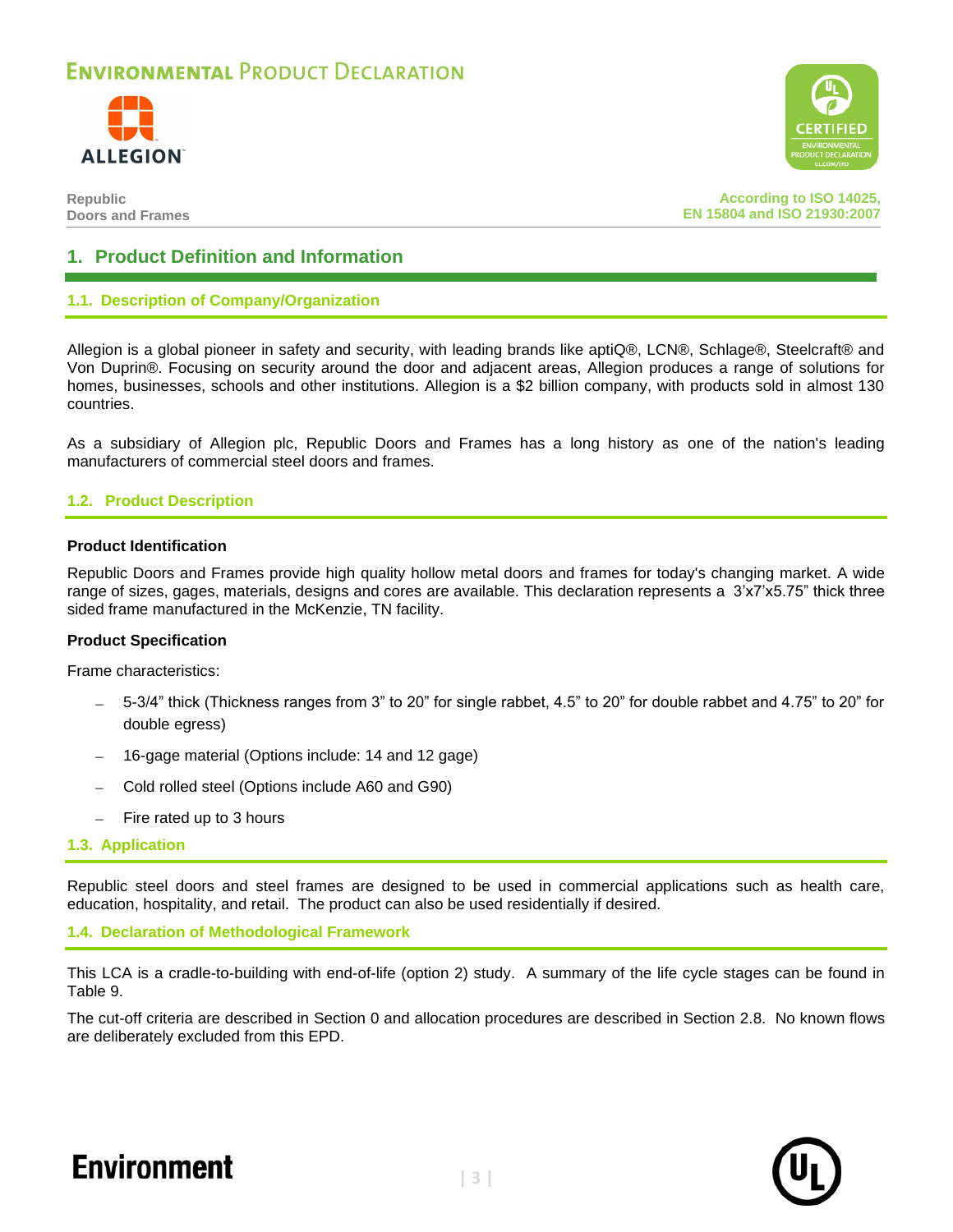## 1. Product Definition and Information

### 1.1. Description of Company/Organization

Allegion is a global pioneer in safety and security, with leading brands like aptiQ®, LCN®, Schlage®, Steelcraft® and Von Duprin®. Focusing on security around the door and adjacent areas, Allegion produces a range of solutions for homes, businesses, schools and other institutions. Allegion is a $2 billion company, with products sold in almost 130 countries.

As a subsidiary of Allegion plc, Republic Doors and Frames has a long history as one of the nation's leading manufacturers of commercial steel doors and frames.

### 1.2. Product Description

**Product Identification**

Republic Doors and Frames provide high quality hollow metal doors and frames for today's changing market. A wide range of sizes, gages, materials, designs and cores are available. This declaration represents a 3'x7'x5.75" thick three sided frame manufactured in the McKenzie, TN facility.

**Product Specification**

Frame characteristics:

- 5-3/4" thick (Thickness ranges from 3" to 20" for single rabbet, 4.5" to 20" for double rabbet and 4.75" to 20" for double egress)
- 16-gage material (Options include: 14 and 12 gage)
- Cold rolled steel (Options include A60 and G90)
- Fire rated up to 3 hours

### 1.3. Application

Republic steel doors and steel frames are designed to be used in commercial applications such as health care, education, hospitality, and retail. The product can also be used residentially if desired.

### 1.4. Declaration of Methodological Framework

This LCA is a cradle-to-building with end-of-life (option 2) study. A summary of the life cycle stages can be found in Table 9.

The cut-off criteria are described in Section 0 and allocation procedures are described in Section 2.8. No known flows are deliberately excluded from this EPD.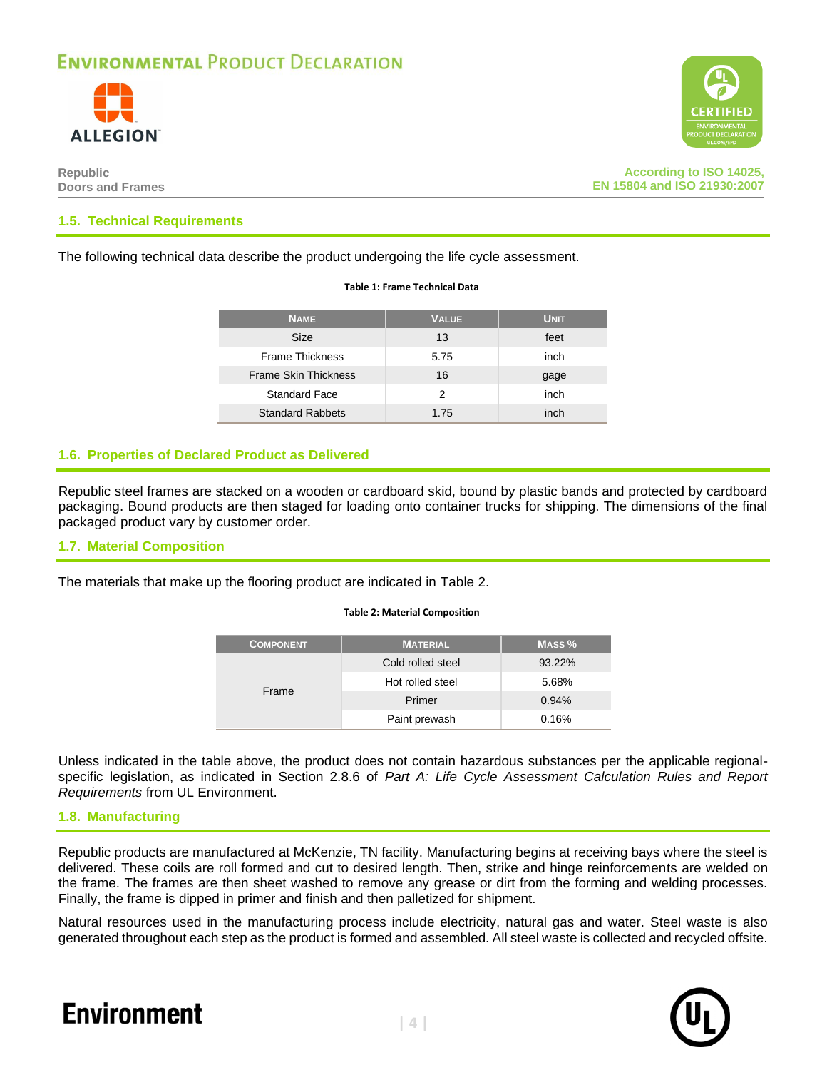## 1.5. Technical Requirements

The following technical data describe the product undergoing the life cycle assessment.

**Table 1: Frame Technical Data**

| Name | Value | Unit |
|---|---|---|
| Size | 13 | feet |
| Frame Thickness | 5.75 | inch |
| Frame Skin Thickness | 16 | gage |
| Standard Face | 2 | inch |
| Standard Rabbets | 1.75 | inch |

## 1.6. Properties of Declared Product as Delivered

Republic steel frames are stacked on a wooden or cardboard skid, bound by plastic bands and protected by cardboard packaging. Bound products are then staged for loading onto container trucks for shipping. The dimensions of the final packaged product vary by customer order.

## 1.7. Material Composition

The materials that make up the flooring product are indicated in Table 2.

**Table 2: Material Composition**

| Component | Material | Mass % |
|---|---|---|
| Frame | Cold rolled steel | 93.22% |
| | Hot rolled steel | 5.68% |
| | Primer | 0.94% |
| | Paint prewash | 0.16% |

Unless indicated in the table above, the product does not contain hazardous substances per the applicable regional-specific legislation, as indicated in Section 2.8.6 of *Part A: Life Cycle Assessment Calculation Rules and Report Requirements* from UL Environment.

## 1.8. Manufacturing

Republic products are manufactured at McKenzie, TN facility. Manufacturing begins at receiving bays where the steel is delivered. These coils are roll formed and cut to desired length. Then, strike and hinge reinforcements are welded on the frame. The frames are then sheet washed to remove any grease or dirt from the forming and welding processes. Finally, the frame is dipped in primer and finish and then palletized for shipment.

Natural resources used in the manufacturing process include electricity, natural gas and water. Steel waste is also generated throughout each step as the product is formed and assembled. All steel waste is collected and recycled offsite.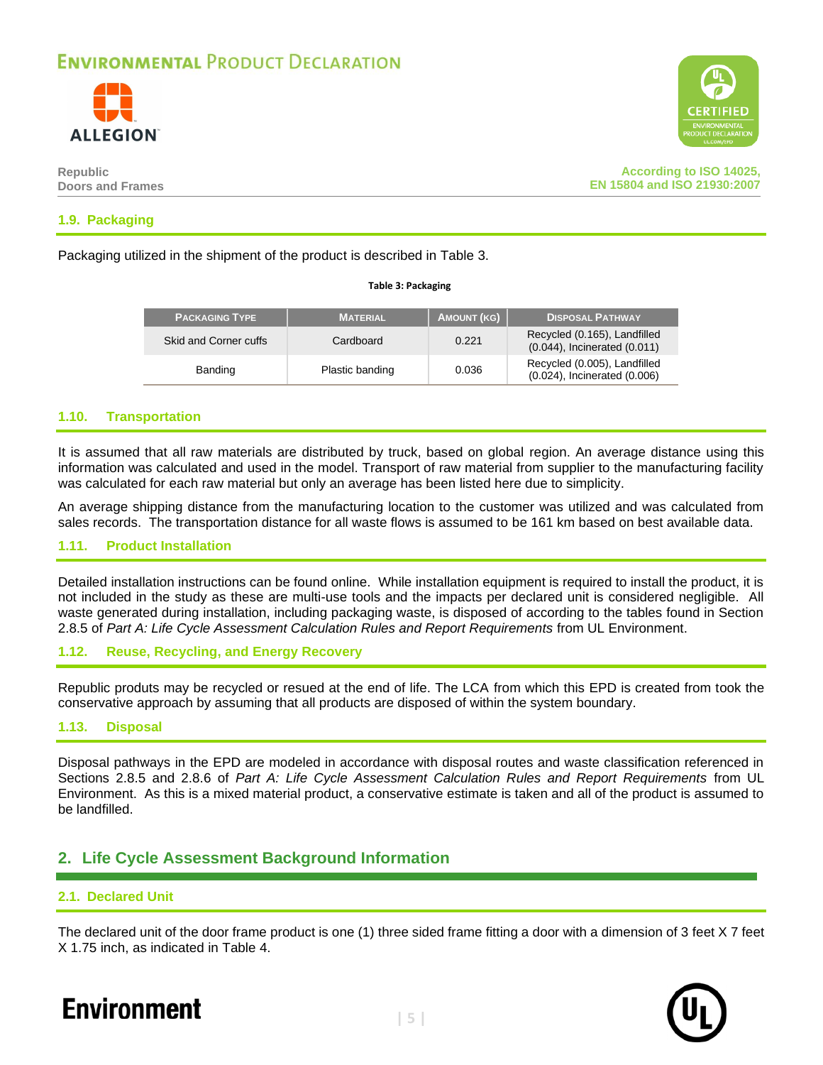## 1.9. Packaging

Packaging utilized in the shipment of the product is described in Table 3.

**Table 3: Packaging**

| Packaging Type | Material | Amount (kg) | Disposal Pathway |
|---|---|---|---|
| Skid and Corner cuffs | Cardboard | 0.221 | Recycled (0.165), Landfilled (0.044), Incinerated (0.011) |
| Banding | Plastic banding | 0.036 | Recycled (0.005), Landfilled (0.024), Incinerated (0.006) |

## 1.10. Transportation

It is assumed that all raw materials are distributed by truck, based on global region. An average distance using this information was calculated and used in the model. Transport of raw material from supplier to the manufacturing facility was calculated for each raw material but only an average has been listed here due to simplicity.

An average shipping distance from the manufacturing location to the customer was utilized and was calculated from sales records. The transportation distance for all waste flows is assumed to be 161 km based on best available data.

## 1.11. Product Installation

Detailed installation instructions can be found online. While installation equipment is required to install the product, it is not included in the study as these are multi-use tools and the impacts per declared unit is considered negligible. All waste generated during installation, including packaging waste, is disposed of according to the tables found in Section 2.8.5 of *Part A: Life Cycle Assessment Calculation Rules and Report Requirements* from UL Environment.

## 1.12. Reuse, Recycling, and Energy Recovery

Republic produts may be recycled or resued at the end of life. The LCA from which this EPD is created from took the conservative approach by assuming that all products are disposed of within the system boundary.

## 1.13. Disposal

Disposal pathways in the EPD are modeled in accordance with disposal routes and waste classification referenced in Sections 2.8.5 and 2.8.6 of *Part A: Life Cycle Assessment Calculation Rules and Report Requirements* from UL Environment. As this is a mixed material product, a conservative estimate is taken and all of the product is assumed to be landfilled.

# 2. Life Cycle Assessment Background Information

## 2.1. Declared Unit

The declared unit of the door frame product is one (1) three sided frame fitting a door with a dimension of 3 feet X 7 feet X 1.75 inch, as indicated in Table 4.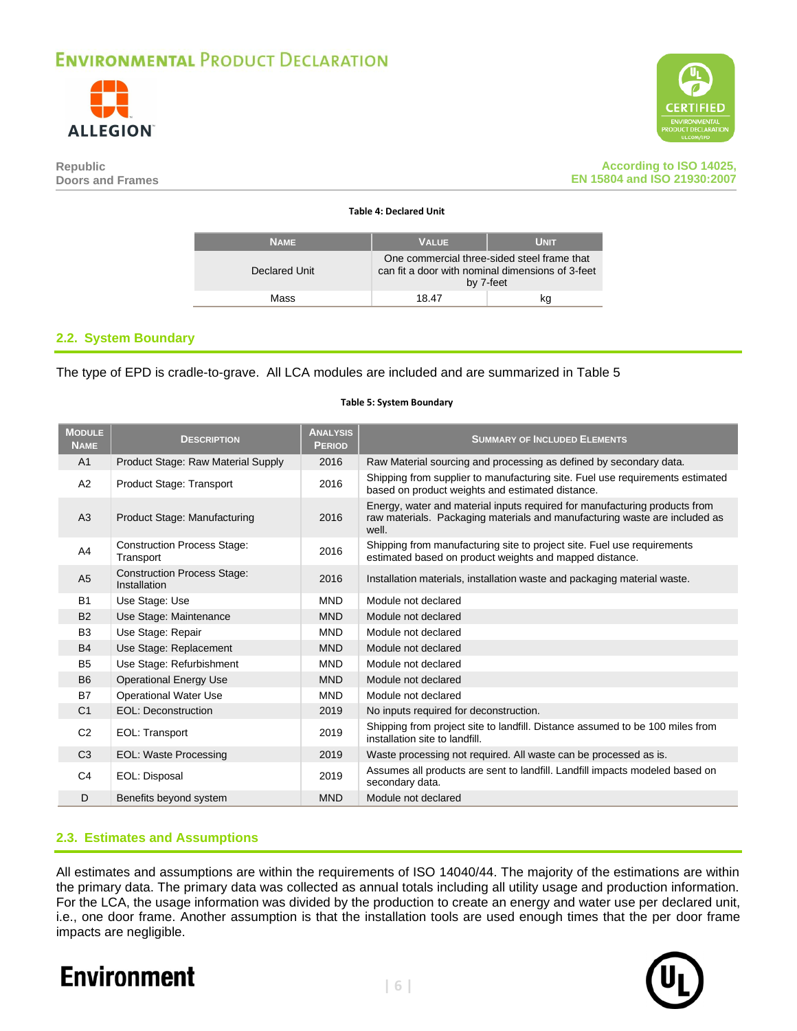**Table 4: Declared Unit**

| Name | Value | Unit |
|---|---|---|
| Declared Unit | One commercial three-sided steel frame that can fit a door with nominal dimensions of 3-feet by 7-feet | |
| Mass | 18.47 | kg |

## 2.2. System Boundary

The type of EPD is cradle-to-grave. All LCA modules are included and are summarized in Table 5

**Table 5: System Boundary**

| Module Name | Description | Analysis Period | Summary of Included Elements |
|---|---|---|---|
| A1 | Product Stage: Raw Material Supply | 2016 | Raw Material sourcing and processing as defined by secondary data. |
| A2 | Product Stage: Transport | 2016 | Shipping from supplier to manufacturing site. Fuel use requirements estimated based on product weights and estimated distance. |
| A3 | Product Stage: Manufacturing | 2016 | Energy, water and material inputs required for manufacturing products from raw materials. Packaging materials and manufacturing waste are included as well. |
| A4 | Construction Process Stage: Transport | 2016 | Shipping from manufacturing site to project site. Fuel use requirements estimated based on product weights and mapped distance. |
| A5 | Construction Process Stage: Installation | 2016 | Installation materials, installation waste and packaging material waste. |
| B1 | Use Stage: Use | MND | Module not declared |
| B2 | Use Stage: Maintenance | MND | Module not declared |
| B3 | Use Stage: Repair | MND | Module not declared |
| B4 | Use Stage: Replacement | MND | Module not declared |
| B5 | Use Stage: Refurbishment | MND | Module not declared |
| B6 | Operational Energy Use | MND | Module not declared |
| B7 | Operational Water Use | MND | Module not declared |
| C1 | EOL: Deconstruction | 2019 | No inputs required for deconstruction. |
| C2 | EOL: Transport | 2019 | Shipping from project site to landfill. Distance assumed to be 100 miles from installation site to landfill. |
| C3 | EOL: Waste Processing | 2019 | Waste processing not required. All waste can be processed as is. |
| C4 | EOL: Disposal | 2019 | Assumes all products are sent to landfill. Landfill impacts modeled based on secondary data. |
| D | Benefits beyond system | MND | Module not declared |

## 2.3. Estimates and Assumptions

All estimates and assumptions are within the requirements of ISO 14040/44. The majority of the estimations are within the primary data. The primary data was collected as annual totals including all utility usage and production information. For the LCA, the usage information was divided by the production to create an energy and water use per declared unit, i.e., one door frame. Another assumption is that the installation tools are used enough times that the per door frame impacts are negligible.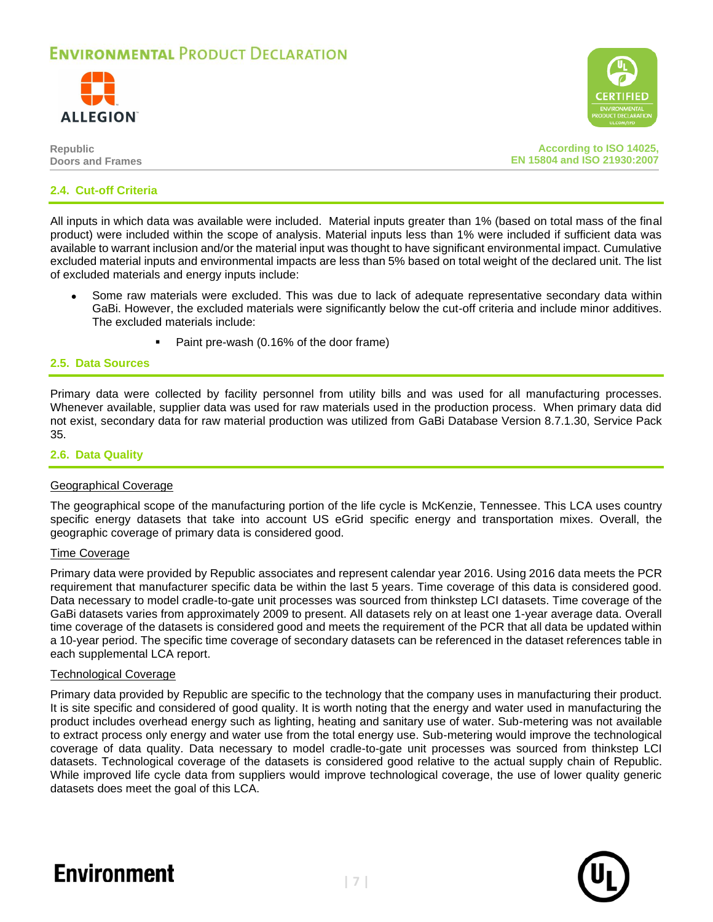### 2.4. Cut-off Criteria

All inputs in which data was available were included. Material inputs greater than 1% (based on total mass of the final product) were included within the scope of analysis. Material inputs less than 1% were included if sufficient data was available to warrant inclusion and/or the material input was thought to have significant environmental impact. Cumulative excluded material inputs and environmental impacts are less than 5% based on total weight of the declared unit. The list of excluded materials and energy inputs include:

- Some raw materials were excluded. This was due to lack of adequate representative secondary data within GaBi. However, the excluded materials were significantly below the cut-off criteria and include minor additives. The excluded materials include:
  - Paint pre-wash (0.16% of the door frame)

### 2.5. Data Sources

Primary data were collected by facility personnel from utility bills and was used for all manufacturing processes. Whenever available, supplier data was used for raw materials used in the production process. When primary data did not exist, secondary data for raw material production was utilized from GaBi Database Version 8.7.1.30, Service Pack 35.

### 2.6. Data Quality

<u>Geographical Coverage</u>

The geographical scope of the manufacturing portion of the life cycle is McKenzie, Tennessee. This LCA uses country specific energy datasets that take into account US eGrid specific energy and transportation mixes. Overall, the geographic coverage of primary data is considered good.

<u>Time Coverage</u>

Primary data were provided by Republic associates and represent calendar year 2016. Using 2016 data meets the PCR requirement that manufacturer specific data be within the last 5 years. Time coverage of this data is considered good. Data necessary to model cradle-to-gate unit processes was sourced from thinkstep LCI datasets. Time coverage of the GaBi datasets varies from approximately 2009 to present. All datasets rely on at least one 1-year average data. Overall time coverage of the datasets is considered good and meets the requirement of the PCR that all data be updated within a 10-year period. The specific time coverage of secondary datasets can be referenced in the dataset references table in each supplemental LCA report.

<u>Technological Coverage</u>

Primary data provided by Republic are specific to the technology that the company uses in manufacturing their product. It is site specific and considered of good quality. It is worth noting that the energy and water used in manufacturing the product includes overhead energy such as lighting, heating and sanitary use of water. Sub-metering was not available to extract process only energy and water use from the total energy use. Sub-metering would improve the technological coverage of data quality. Data necessary to model cradle-to-gate unit processes was sourced from thinkstep LCI datasets. Technological coverage of the datasets is considered good relative to the actual supply chain of Republic. While improved life cycle data from suppliers would improve technological coverage, the use of lower quality generic datasets does meet the goal of this LCA.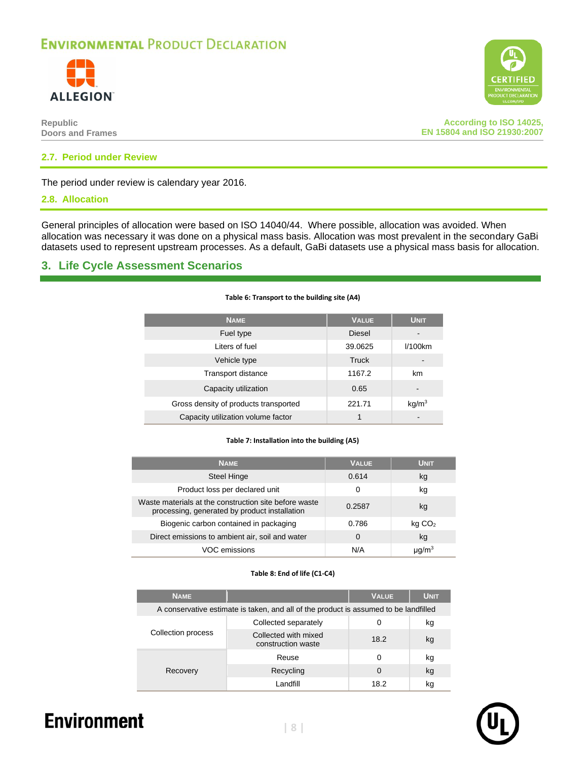### 2.7. Period under Review

The period under review is calendary year 2016.

### 2.8. Allocation

General principles of allocation were based on ISO 14040/44. Where possible, allocation was avoided. When allocation was necessary it was done on a physical mass basis. Allocation was most prevalent in the secondary GaBi datasets used to represent upstream processes. As a default, GaBi datasets use a physical mass basis for allocation.

## 3. Life Cycle Assessment Scenarios

**Table 6: Transport to the building site (A4)**

| Name | Value | Unit |
|---|---|---|
| Fuel type | Diesel | - |
| Liters of fuel | 39.0625 | l/100km |
| Vehicle type | Truck | - |
| Transport distance | 1167.2 | km |
| Capacity utilization | 0.65 | - |
| Gross density of products transported | 221.71 | $kg/m^3$ |
| Capacity utilization volume factor | 1 | - |

**Table 7: Installation into the building (A5)**

| Name | Value | Unit |
|---|---|---|
| Steel Hinge | 0.614 | kg |
| Product loss per declared unit | 0 | kg |
| Waste materials at the construction site before waste processing, generated by product installation | 0.2587 | kg |
| Biogenic carbon contained in packaging | 0.786 | kg $CO_2$ |
| Direct emissions to ambient air, soil and water | 0 | kg |
| VOC emissions | N/A | $\mu g/m^3$ |

**Table 8: End of life (C1-C4)**

| Name | | Value | Unit |
|---|---|---|---|
| A conservative estimate is taken, and all of the product is assumed to be landfilled | | | |
| Collection process | Collected separately | 0 | kg |
| | Collected with mixed construction waste | 18.2 | kg |
| Recovery | Reuse | 0 | kg |
| | Recycling | 0 | kg |
| | Landfill | 18.2 | kg |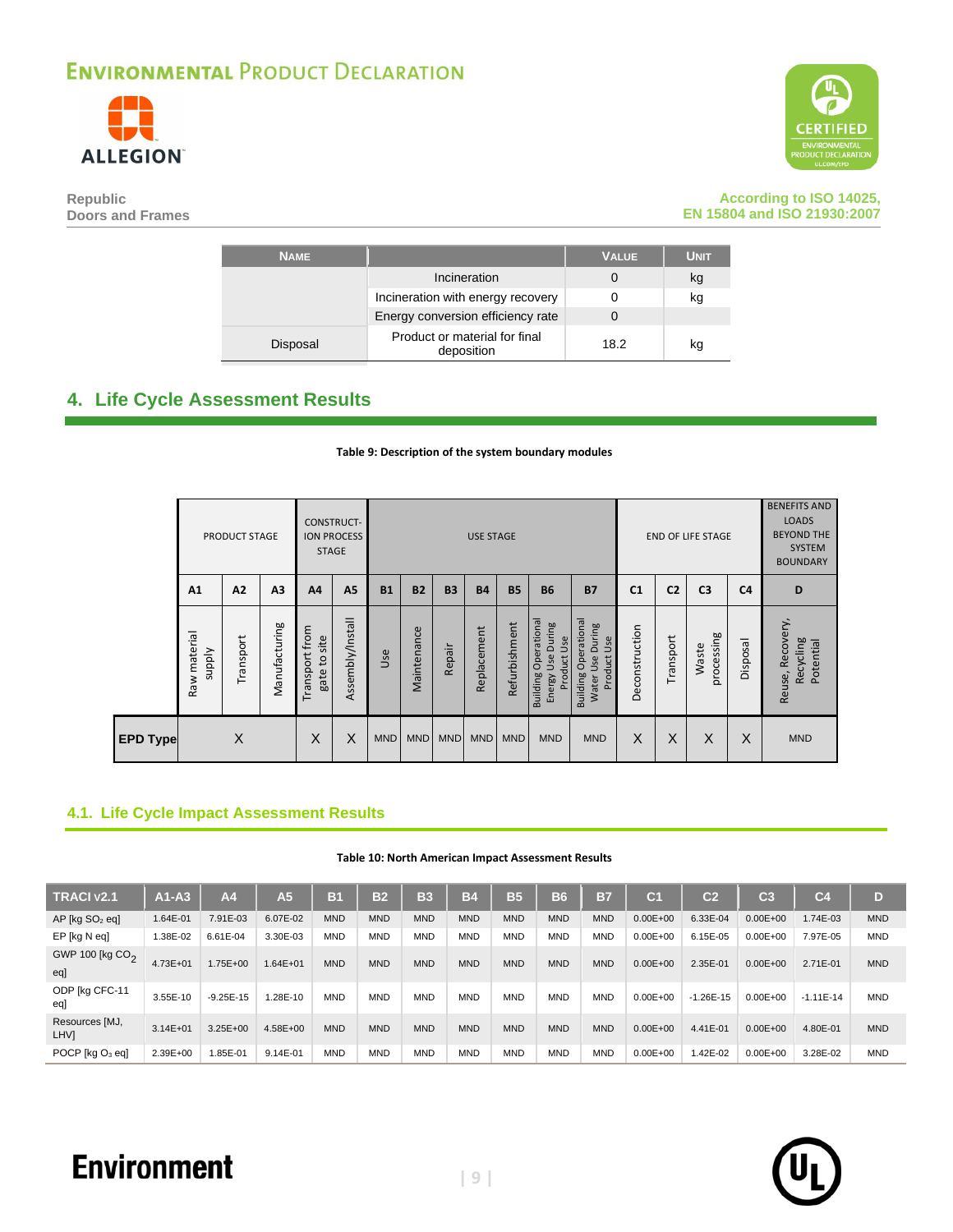| Name | | Value | Unit |
|---|---|---|---|
| | Incineration | 0 | kg |
| | Incineration with energy recovery | 0 | kg |
| | Energy conversion efficiency rate | 0 | |
| Disposal | Product or material for final deposition | 18.2 | kg |

## 4. Life Cycle Assessment Results

**Table 9: Description of the system boundary modules**

| | PRODUCT STAGE | | | CONSTRUCT-ION PROCESS STAGE | | USE STAGE | | | | | | | END OF LIFE STAGE | | | | BENEFITS AND LOADS BEYOND THE SYSTEM BOUNDARY |
|---|---|---|---|---|---|---|---|---|---|---|---|---|---|---|---|---|---|
| | A1 | A2 | A3 | A4 | A5 | B1 | B2 | B3 | B4 | B5 | B6 | B7 | C1 | C2 | C3 | C4 | D |
| | Raw material supply | Transport | Manufacturing | Transport from gate to site | Assembly/Install | Use | Maintenance | Repair | Replacement | Refurbishment | Building Operational Energy Use During Product Use | Building Operational Water Use During Product Use | Deconstruction | Transport | Waste processing | Disposal | Reuse, Recovery, Recycling Potential |
| **EPD Type** | | X | | X | X | MND | MND | MND | MND | MND | MND | MND | X | X | X | X | MND |

### 4.1. Life Cycle Impact Assessment Results

**Table 10: North American Impact Assessment Results**

| TRACI v2.1 | A1-A3 | A4 | A5 | B1 | B2 | B3 | B4 | B5 | B6 | B7 | C1 | C2 | C3 | C4 | D |
|---|---|---|---|---|---|---|---|---|---|---|---|---|---|---|---|
| AP [kg $SO_2$ eq] | 1.64E-01 | 7.91E-03 | 6.07E-02 | MND | MND | MND | MND | MND | MND | MND | 0.00E+00 | 6.33E-04 | 0.00E+00 | 1.74E-03 | MND |
| EP [kg N eq] | 1.38E-02 | 6.61E-04 | 3.30E-03 | MND | MND | MND | MND | MND | MND | MND | 0.00E+00 | 6.15E-05 | 0.00E+00 | 7.97E-05 | MND |
| GWP 100 [kg $CO_2$ eq] | 4.73E+01 | 1.75E+00 | 1.64E+01 | MND | MND | MND | MND | MND | MND | MND | 0.00E+00 | 2.35E-01 | 0.00E+00 | 2.71E-01 | MND |
| ODP [kg CFC-11 eq] | 3.55E-10 | -9.25E-15 | 1.28E-10 | MND | MND | MND | MND | MND | MND | MND | 0.00E+00 | -1.26E-15 | 0.00E+00 | -1.11E-14 | MND |
| Resources [MJ, LHV] | 3.14E+01 | 3.25E+00 | 4.58E+00 | MND | MND | MND | MND | MND | MND | MND | 0.00E+00 | 4.41E-01 | 0.00E+00 | 4.80E-01 | MND |
| POCP [kg $O_3$ eq] | 2.39E+00 | 1.85E-01 | 9.14E-01 | MND | MND | MND | MND | MND | MND | MND | 0.00E+00 | 1.42E-02 | 0.00E+00 | 3.28E-02 | MND |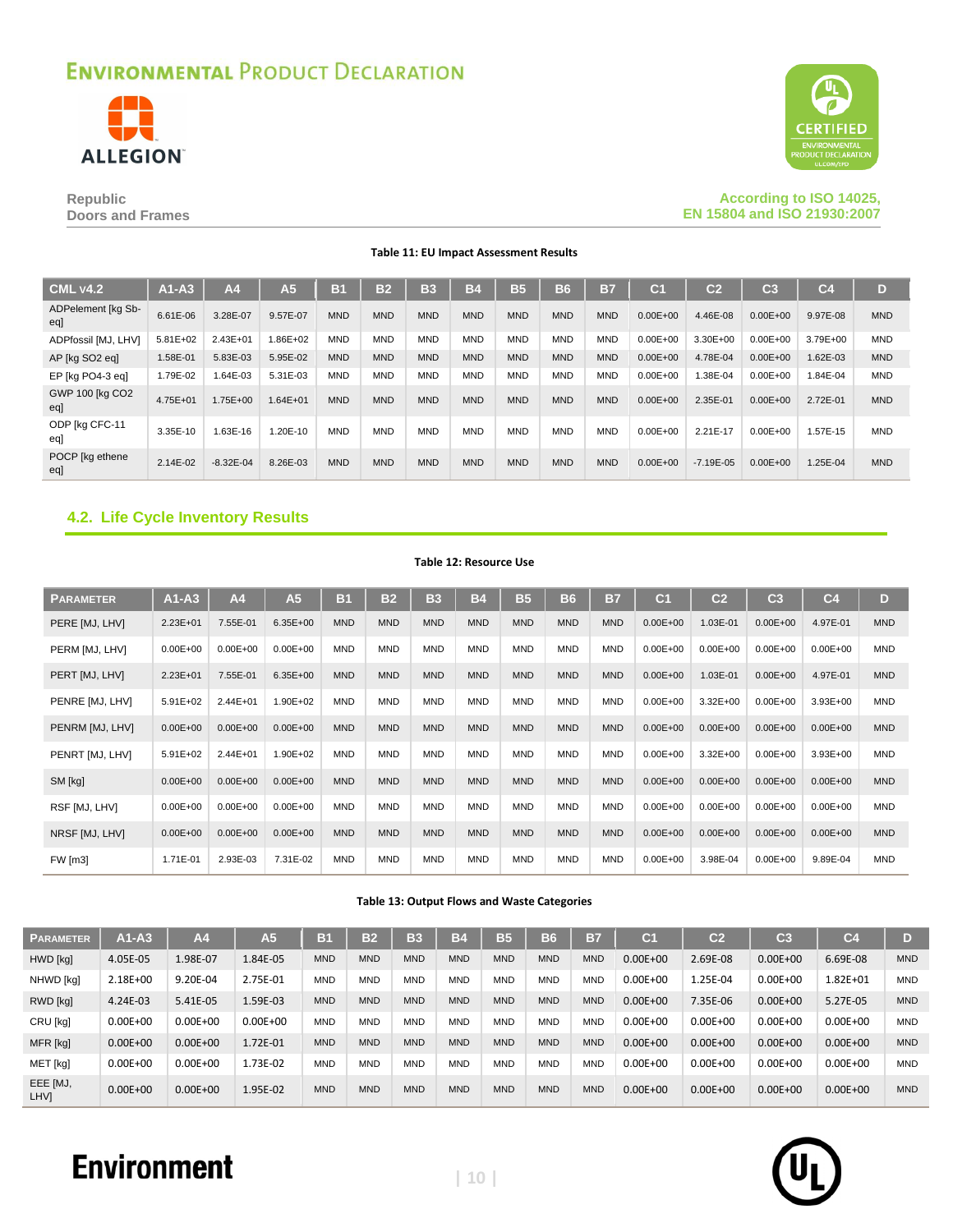**Table 11: EU Impact Assessment Results**

| CML v4.2 | A1-A3 | A4 | A5 | B1 | B2 | B3 | B4 | B5 | B6 | B7 | C1 | C2 | C3 | C4 | D |
|---|---|---|---|---|---|---|---|---|---|---|---|---|---|---|---|
| ADPelement [kg Sb-eq] | 6.61E-06 | 3.28E-07 | 9.57E-07 | MND | MND | MND | MND | MND | MND | MND | 0.00E+00 | 4.46E-08 | 0.00E+00 | 9.97E-08 | MND |
| ADPfossil [MJ, LHV] | 5.81E+02 | 2.43E+01 | 1.86E+02 | MND | MND | MND | MND | MND | MND | MND | 0.00E+00 | 3.30E+00 | 0.00E+00 | 3.79E+00 | MND |
| AP [kg SO2 eq] | 1.58E-01 | 5.83E-03 | 5.95E-02 | MND | MND | MND | MND | MND | MND | MND | 0.00E+00 | 4.78E-04 | 0.00E+00 | 1.62E-03 | MND |
| EP [kg PO4-3 eq] | 1.79E-02 | 1.64E-03 | 5.31E-03 | MND | MND | MND | MND | MND | MND | MND | 0.00E+00 | 1.38E-04 | 0.00E+00 | 1.84E-04 | MND |
| GWP 100 [kg CO2 eq] | 4.75E+01 | 1.75E+00 | 1.64E+01 | MND | MND | MND | MND | MND | MND | MND | 0.00E+00 | 2.35E-01 | 0.00E+00 | 2.72E-01 | MND |
| ODP [kg CFC-11 eq] | 3.35E-10 | 1.63E-16 | 1.20E-10 | MND | MND | MND | MND | MND | MND | MND | 0.00E+00 | 2.21E-17 | 0.00E+00 | 1.57E-15 | MND |
| POCP [kg ethene eq] | 2.14E-02 | -8.32E-04 | 8.26E-03 | MND | MND | MND | MND | MND | MND | MND | 0.00E+00 | -7.19E-05 | 0.00E+00 | 1.25E-04 | MND |

## 4.2. Life Cycle Inventory Results

**Table 12: Resource Use**

| Parameter | A1-A3 | A4 | A5 | B1 | B2 | B3 | B4 | B5 | B6 | B7 | C1 | C2 | C3 | C4 | D |
|---|---|---|---|---|---|---|---|---|---|---|---|---|---|---|---|
| PERE [MJ, LHV] | 2.23E+01 | 7.55E-01 | 6.35E+00 | MND | MND | MND | MND | MND | MND | MND | 0.00E+00 | 1.03E-01 | 0.00E+00 | 4.97E-01 | MND |
| PERM [MJ, LHV] | 0.00E+00 | 0.00E+00 | 0.00E+00 | MND | MND | MND | MND | MND | MND | MND | 0.00E+00 | 0.00E+00 | 0.00E+00 | 0.00E+00 | MND |
| PERT [MJ, LHV] | 2.23E+01 | 7.55E-01 | 6.35E+00 | MND | MND | MND | MND | MND | MND | MND | 0.00E+00 | 1.03E-01 | 0.00E+00 | 4.97E-01 | MND |
| PENRE [MJ, LHV] | 5.91E+02 | 2.44E+01 | 1.90E+02 | MND | MND | MND | MND | MND | MND | MND | 0.00E+00 | 3.32E+00 | 0.00E+00 | 3.93E+00 | MND |
| PENRM [MJ, LHV] | 0.00E+00 | 0.00E+00 | 0.00E+00 | MND | MND | MND | MND | MND | MND | MND | 0.00E+00 | 0.00E+00 | 0.00E+00 | 0.00E+00 | MND |
| PENRT [MJ, LHV] | 5.91E+02 | 2.44E+01 | 1.90E+02 | MND | MND | MND | MND | MND | MND | MND | 0.00E+00 | 3.32E+00 | 0.00E+00 | 3.93E+00 | MND |
| SM [kg] | 0.00E+00 | 0.00E+00 | 0.00E+00 | MND | MND | MND | MND | MND | MND | MND | 0.00E+00 | 0.00E+00 | 0.00E+00 | 0.00E+00 | MND |
| RSF [MJ, LHV] | 0.00E+00 | 0.00E+00 | 0.00E+00 | MND | MND | MND | MND | MND | MND | MND | 0.00E+00 | 0.00E+00 | 0.00E+00 | 0.00E+00 | MND |
| NRSF [MJ, LHV] | 0.00E+00 | 0.00E+00 | 0.00E+00 | MND | MND | MND | MND | MND | MND | MND | 0.00E+00 | 0.00E+00 | 0.00E+00 | 0.00E+00 | MND |
| FW [m3] | 1.71E-01 | 2.93E-03 | 7.31E-02 | MND | MND | MND | MND | MND | MND | MND | 0.00E+00 | 3.98E-04 | 0.00E+00 | 9.89E-04 | MND |

**Table 13: Output Flows and Waste Categories**

| Parameter | A1-A3 | A4 | A5 | B1 | B2 | B3 | B4 | B5 | B6 | B7 | C1 | C2 | C3 | C4 | D |
|---|---|---|---|---|---|---|---|---|---|---|---|---|---|---|---|
| HWD [kg] | 4.05E-05 | 1.98E-07 | 1.84E-05 | MND | MND | MND | MND | MND | MND | MND | 0.00E+00 | 2.69E-08 | 0.00E+00 | 6.69E-08 | MND |
| NHWD [kg] | 2.18E+00 | 9.20E-04 | 2.75E-01 | MND | MND | MND | MND | MND | MND | MND | 0.00E+00 | 1.25E-04 | 0.00E+00 | 1.82E+01 | MND |
| RWD [kg] | 4.24E-03 | 5.41E-05 | 1.59E-03 | MND | MND | MND | MND | MND | MND | MND | 0.00E+00 | 7.35E-06 | 0.00E+00 | 5.27E-05 | MND |
| CRU [kg] | 0.00E+00 | 0.00E+00 | 0.00E+00 | MND | MND | MND | MND | MND | MND | MND | 0.00E+00 | 0.00E+00 | 0.00E+00 | 0.00E+00 | MND |
| MFR [kg] | 0.00E+00 | 0.00E+00 | 1.72E-01 | MND | MND | MND | MND | MND | MND | MND | 0.00E+00 | 0.00E+00 | 0.00E+00 | 0.00E+00 | MND |
| MET [kg] | 0.00E+00 | 0.00E+00 | 1.73E-02 | MND | MND | MND | MND | MND | MND | MND | 0.00E+00 | 0.00E+00 | 0.00E+00 | 0.00E+00 | MND |
| EEE [MJ, LHV] | 0.00E+00 | 0.00E+00 | 1.95E-02 | MND | MND | MND | MND | MND | MND | MND | 0.00E+00 | 0.00E+00 | 0.00E+00 | 0.00E+00 | MND |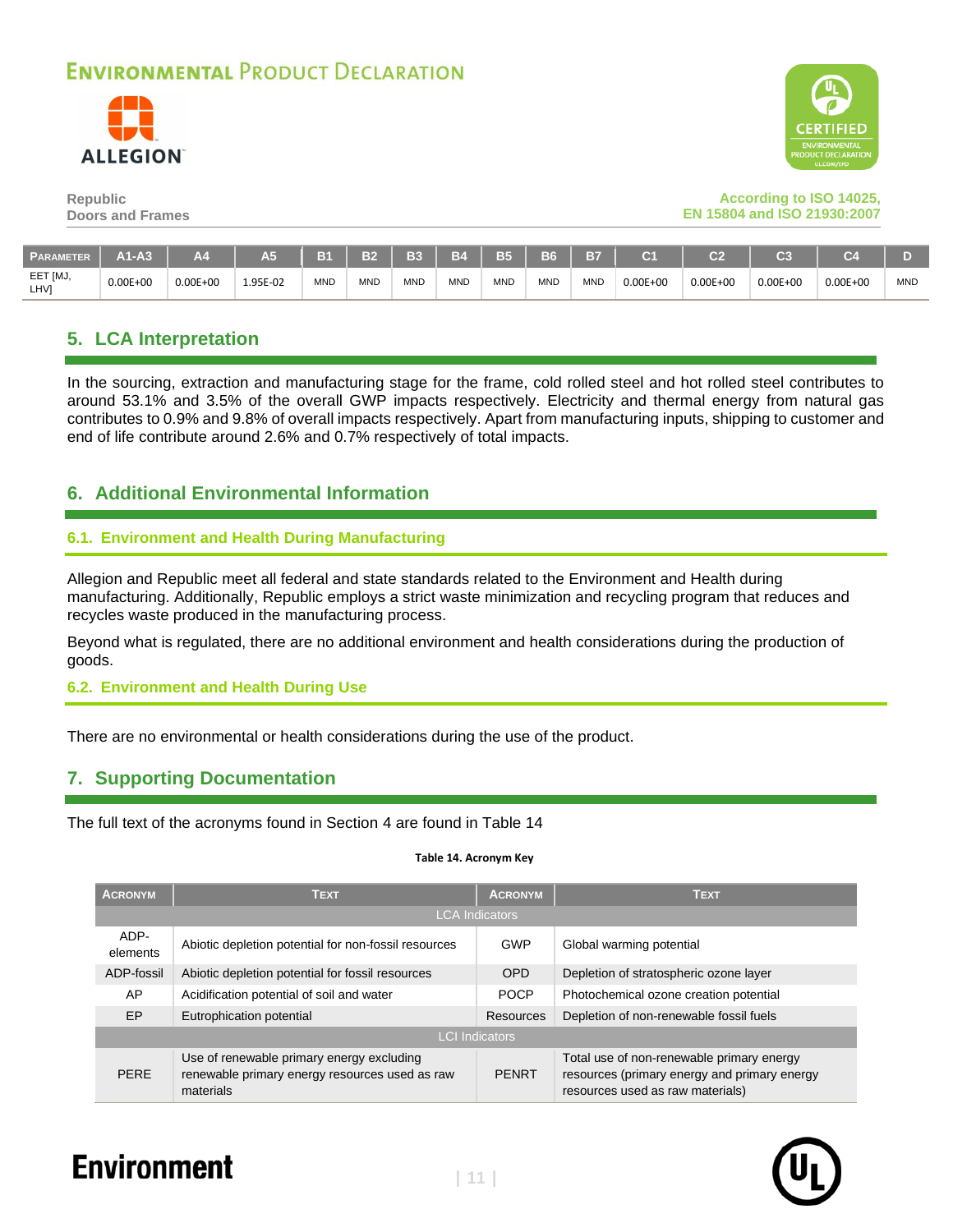| PARAMETER | A1-A3 | A4 | A5 | B1 | B2 | B3 | B4 | B5 | B6 | B7 | C1 | C2 | C3 | C4 | D |
|---|---|---|---|---|---|---|---|---|---|---|---|---|---|---|---|
| EET [MJ, LHV] | 0.00E+00 | 0.00E+00 | 1.95E-02 | MND | MND | MND | MND | MND | MND | MND | 0.00E+00 | 0.00E+00 | 0.00E+00 | 0.00E+00 | MND |

## 5. LCA Interpretation

In the sourcing, extraction and manufacturing stage for the frame, cold rolled steel and hot rolled steel contributes to around 53.1% and 3.5% of the overall GWP impacts respectively. Electricity and thermal energy from natural gas contributes to 0.9% and 9.8% of overall impacts respectively. Apart from manufacturing inputs, shipping to customer and end of life contribute around 2.6% and 0.7% respectively of total impacts.

## 6. Additional Environmental Information

### 6.1. Environment and Health During Manufacturing

Allegion and Republic meet all federal and state standards related to the Environment and Health during manufacturing. Additionally, Republic employs a strict waste minimization and recycling program that reduces and recycles waste produced in the manufacturing process.

Beyond what is regulated, there are no additional environment and health considerations during the production of goods.

### 6.2. Environment and Health During Use

There are no environmental or health considerations during the use of the product.

## 7. Supporting Documentation

The full text of the acronyms found in Section 4 are found in Table 14

**Table 14. Acronym Key**

| ACRONYM | TEXT | ACRONYM | TEXT |
|---|---|---|---|
| LCA Indicators | | | |
| ADP-elements | Abiotic depletion potential for non-fossil resources | GWP | Global warming potential |
| ADP-fossil | Abiotic depletion potential for fossil resources | OPD | Depletion of stratospheric ozone layer |
| AP | Acidification potential of soil and water | POCP | Photochemical ozone creation potential |
| EP | Eutrophication potential | Resources | Depletion of non-renewable fossil fuels |
| LCI Indicators | | | |
| PERE | Use of renewable primary energy excluding renewable primary energy resources used as raw materials | PENRT | Total use of non-renewable primary energy resources (primary energy and primary energy resources used as raw materials) |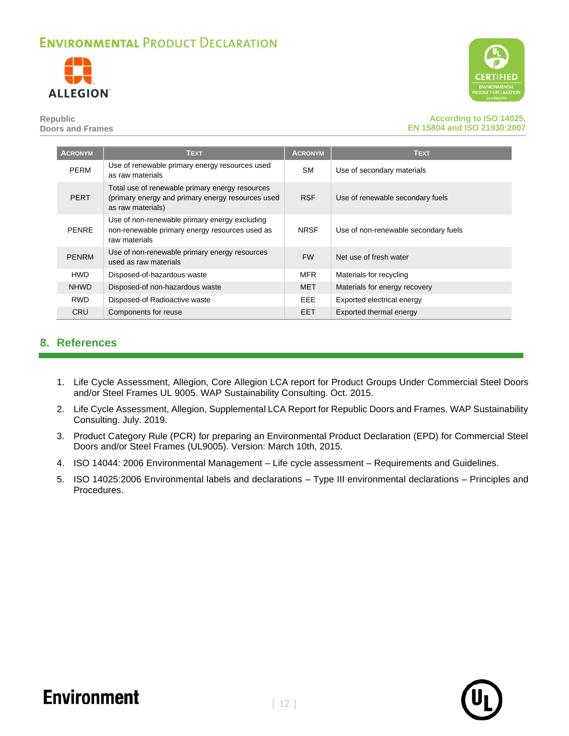| Acronym | Text | Acronym | Text |
|---|---|---|---|
| PERM | Use of renewable primary energy resources used as raw materials | SM | Use of secondary materials |
| PERT | Total use of renewable primary energy resources (primary energy and primary energy resources used as raw materials) | RSF | Use of renewable secondary fuels |
| PENRE | Use of non-renewable primary energy excluding non-renewable primary energy resources used as raw materials | NRSF | Use of non-renewable secondary fuels |
| PENRM | Use of non-renewable primary energy resources used as raw materials | FW | Net use of fresh water |
| HWD | Disposed-of-hazardous waste | MFR | Materials for recycling |
| NHWD | Disposed-of non-hazardous waste | MET | Materials for energy recovery |
| RWD | Disposed-of Radioactive waste | EEE | Exported electrical energy |
| CRU | Components for reuse | EET | Exported thermal energy |

## 8. References

1. Life Cycle Assessment, Allegion, Core Allegion LCA report for Product Groups Under Commercial Steel Doors and/or Steel Frames UL 9005. WAP Sustainability Consulting. Oct. 2015.
2. Life Cycle Assessment, Allegion, Supplemental LCA Report for Republic Doors and Frames. WAP Sustainability Consulting. July. 2019.
3. Product Category Rule (PCR) for preparing an Environmental Product Declaration (EPD) for Commercial Steel Doors and/or Steel Frames (UL9005). Version: March 10th, 2015.
4. ISO 14044: 2006 Environmental Management – Life cycle assessment – Requirements and Guidelines.
5. ISO 14025:2006 Environmental labels and declarations – Type III environmental declarations – Principles and Procedures.